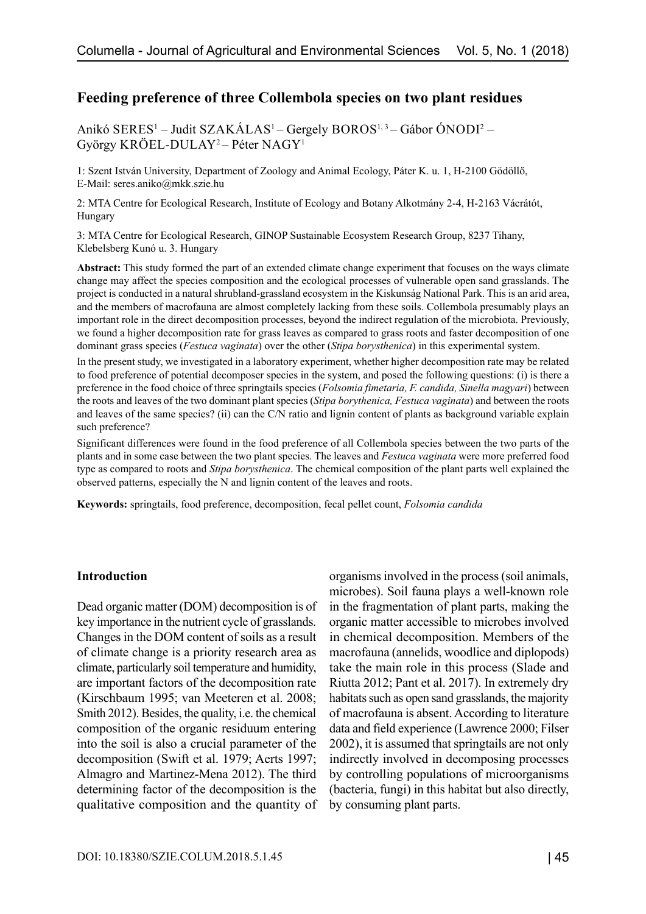# Feeding preference of three Collembola species on two plant residues

Anikó SERES[1] – Judit SZAKÁLAS[1] – Gergely BOROS[1, 3] – Gábor ÓNODI[2] – György KRÖEL-DULAY[2] – Péter NAGY[1]

1: Szent István University, Department of Zoology and Animal Ecology, Páter K. u. 1, H-2100 Gödöllő, E-Mail: seres.aniko@mkk.szie.hu

2: MTA Centre for Ecological Research, Institute of Ecology and Botany Alkotmány 2-4, H-2163 Vácrátót, Hungary

3: MTA Centre for Ecological Research, GINOP Sustainable Ecosystem Research Group, 8237 Tihany, Klebelsberg Kunó u. 3. Hungary

**Abstract:** This study formed the part of an extended climate change experiment that focuses on the ways climate change may affect the species composition and the ecological processes of vulnerable open sand grasslands. The project is conducted in a natural shrubland-grassland ecosystem in the Kiskunság National Park. This is an arid area, and the members of macrofauna are almost completely lacking from these soils. Collembola presumably plays an important role in the direct decomposition processes, beyond the indirect regulation of the microbiota. Previously, we found a higher decomposition rate for grass leaves as compared to grass roots and faster decomposition of one dominant grass species (*Festuca vaginata*) over the other (*Stipa borysthenica*) in this experimental system.

In the present study, we investigated in a laboratory experiment, whether higher decomposition rate may be related to food preference of potential decomposer species in the system, and posed the following questions: (i) is there a preference in the food choice of three springtails species (*Folsomia fimetaria, F. candida, Sinella magyari*) between the roots and leaves of the two dominant plant species (*Stipa borythenica, Festuca vaginata*) and between the roots and leaves of the same species? (ii) can the C/N ratio and lignin content of plants as background variable explain such preference?

Significant differences were found in the food preference of all Collembola species between the two parts of the plants and in some case between the two plant species. The leaves and *Festuca vaginata* were more preferred food type as compared to roots and *Stipa borysthenica*. The chemical composition of the plant parts well explained the observed patterns, especially the N and lignin content of the leaves and roots.

**Keywords:** springtails, food preference, decomposition, fecal pellet count, *Folsomia candida*

## Introduction

Dead organic matter (DOM) decomposition is of key importance in the nutrient cycle of grasslands. Changes in the DOM content of soils as a result of climate change is a priority research area as climate, particularly soil temperature and humidity, are important factors of the decomposition rate (Kirschbaum 1995; van Meeteren et al. 2008; Smith 2012). Besides, the quality, i.e. the chemical composition of the organic residuum entering into the soil is also a crucial parameter of the decomposition (Swift et al. 1979; Aerts 1997; Almagro and Martinez-Mena 2012). The third determining factor of the decomposition is the qualitative composition and the quantity of organisms involved in the process (soil animals, microbes). Soil fauna plays a well-known role in the fragmentation of plant parts, making the organic matter accessible to microbes involved in chemical decomposition. Members of the macrofauna (annelids, woodlice and diplopods) take the main role in this process (Slade and Riutta 2012; Pant et al. 2017). In extremely dry habitats such as open sand grasslands, the majority of macrofauna is absent. According to literature data and field experience (Lawrence 2000; Filser 2002), it is assumed that springtails are not only indirectly involved in decomposing processes by controlling populations of microorganisms (bacteria, fungi) in this habitat but also directly, by consuming plant parts.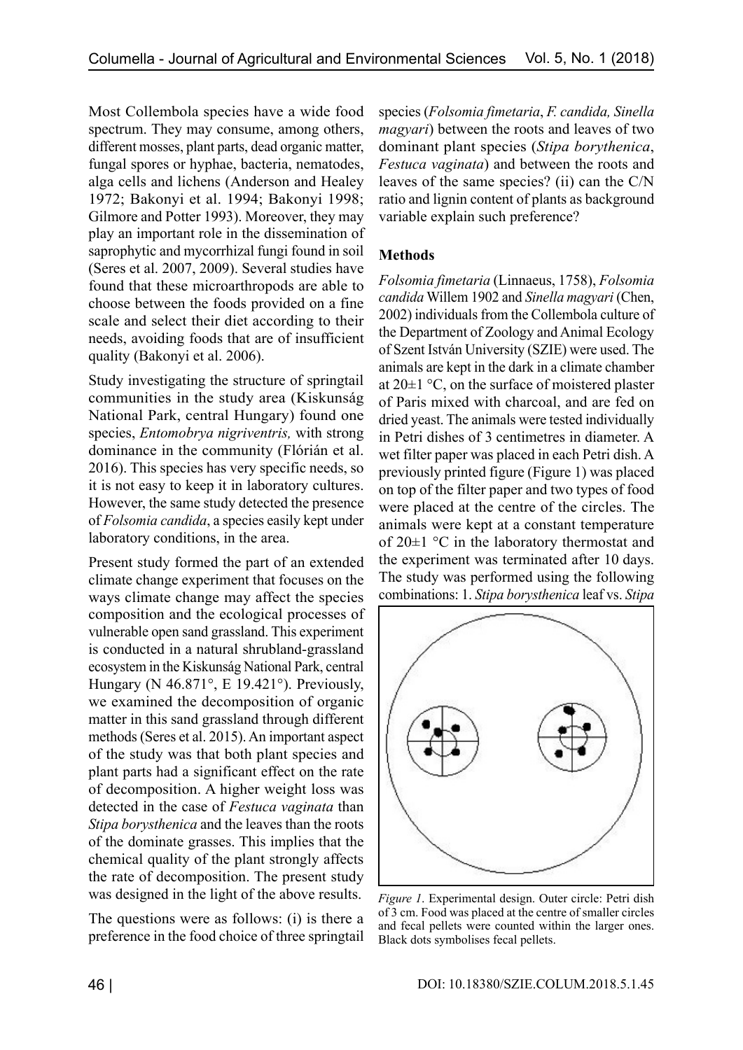Most Collembola species have a wide food spectrum. They may consume, among others, different mosses, plant parts, dead organic matter, fungal spores or hyphae, bacteria, nematodes, alga cells and lichens (Anderson and Healey 1972; Bakonyi et al. 1994; Bakonyi 1998; Gilmore and Potter 1993). Moreover, they may play an important role in the dissemination of saprophytic and mycorrhizal fungi found in soil (Seres et al. 2007, 2009). Several studies have found that these microarthropods are able to choose between the foods provided on a fine scale and select their diet according to their needs, avoiding foods that are of insufficient quality (Bakonyi et al. 2006).

Study investigating the structure of springtail communities in the study area (Kiskunság National Park, central Hungary) found one species, *Entomobrya nigriventris,* with strong dominance in the community (Flórián et al. 2016). This species has very specific needs, so it is not easy to keep it in laboratory cultures. However, the same study detected the presence of *Folsomia candida*, a species easily kept under laboratory conditions, in the area.

Present study formed the part of an extended climate change experiment that focuses on the ways climate change may affect the species composition and the ecological processes of vulnerable open sand grassland. This experiment is conducted in a natural shrubland-grassland ecosystem in the Kiskunság National Park, central Hungary (N 46.871°, E 19.421°). Previously, we examined the decomposition of organic matter in this sand grassland through different methods (Seres et al. 2015). An important aspect of the study was that both plant species and plant parts had a significant effect on the rate of decomposition. A higher weight loss was detected in the case of *Festuca vaginata* than *Stipa borysthenica* and the leaves than the roots of the dominate grasses. This implies that the chemical quality of the plant strongly affects the rate of decomposition. The present study was designed in the light of the above results.

The questions were as follows: (i) is there a preference in the food choice of three springtail species (*Folsomia fimetaria*, *F. candida, Sinella magyari*) between the roots and leaves of two dominant plant species (*Stipa borythenica*, *Festuca vaginata*) and between the roots and leaves of the same species? (ii) can the C/N ratio and lignin content of plants as background variable explain such preference?

## Methods

*Folsomia fimetaria* (Linnaeus, 1758), *Folsomia candida* Willem 1902 and *Sinella magyari* (Chen, 2002) individuals from the Collembola culture of the Department of Zoology and Animal Ecology of Szent István University (SZIE) were used. The animals are kept in the dark in a climate chamber at 20±1 °C, on the surface of moistered plaster of Paris mixed with charcoal, and are fed on dried yeast. The animals were tested individually in Petri dishes of 3 centimetres in diameter. A wet filter paper was placed in each Petri dish. A previously printed figure (Figure 1) was placed on top of the filter paper and two types of food were placed at the centre of the circles. The animals were kept at a constant temperature of 20±1 °C in the laboratory thermostat and the experiment was terminated after 10 days. The study was performed using the following combinations: 1. *Stipa borysthenica* leaf vs. *Stipa*

*Figure 1*. Experimental design. Outer circle: Petri dish of 3 cm. Food was placed at the centre of smaller circles and fecal pellets were counted within the larger ones. Black dots symbolises fecal pellets.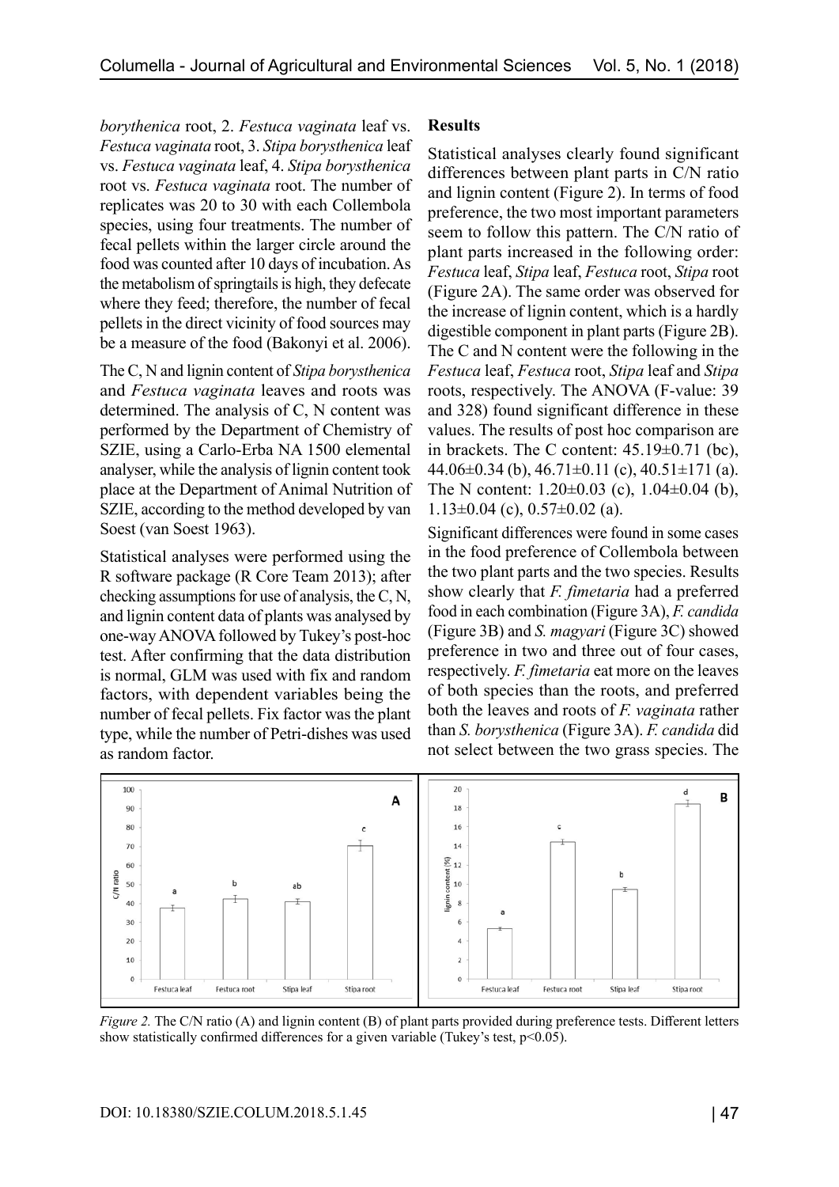*borythenica* root, 2. *Festuca vaginata* leaf vs. *Festuca vaginata* root, 3. *Stipa borysthenica* leaf vs. *Festuca vaginata* leaf, 4. *Stipa borysthenica* root vs. *Festuca vaginata* root. The number of replicates was 20 to 30 with each Collembola species, using four treatments. The number of fecal pellets within the larger circle around the food was counted after 10 days of incubation. As the metabolism of springtails is high, they defecate where they feed; therefore, the number of fecal pellets in the direct vicinity of food sources may be a measure of the food (Bakonyi et al. 2006).

The C, N and lignin content of *Stipa borysthenica* and *Festuca vaginata* leaves and roots was determined. The analysis of C, N content was performed by the Department of Chemistry of SZIE, using a Carlo-Erba NA 1500 elemental analyser, while the analysis of lignin content took place at the Department of Animal Nutrition of SZIE, according to the method developed by van Soest (van Soest 1963).

Statistical analyses were performed using the R software package (R Core Team 2013); after checking assumptions for use of analysis, the C, N, and lignin content data of plants was analysed by one-way ANOVA followed by Tukey's post-hoc test. After confirming that the data distribution is normal, GLM was used with fix and random factors, with dependent variables being the number of fecal pellets. Fix factor was the plant type, while the number of Petri-dishes was used as random factor.

## Results

Statistical analyses clearly found significant differences between plant parts in C/N ratio and lignin content (Figure 2). In terms of food preference, the two most important parameters seem to follow this pattern. The C/N ratio of plant parts increased in the following order: *Festuca* leaf, *Stipa* leaf, *Festuca* root, *Stipa* root (Figure 2A). The same order was observed for the increase of lignin content, which is a hardly digestible component in plant parts (Figure 2B). The C and N content were the following in the *Festuca* leaf, *Festuca* root, *Stipa* leaf and *Stipa* roots, respectively. The ANOVA (F-value: 39 and 328) found significant difference in these values. The results of post hoc comparison are in brackets. The C content: 45.19±0.71 (bc), 44.06±0.34 (b), 46.71±0.11 (c), 40.51±171 (a). The N content: 1.20±0.03 (c), 1.04±0.04 (b), 1.13±0.04 (c), 0.57±0.02 (a).

Significant differences were found in some cases in the food preference of Collembola between the two plant parts and the two species. Results show clearly that *F. fimetaria* had a preferred food in each combination (Figure 3A), *F. candida* (Figure 3B) and *S. magyari* (Figure 3C) showed preference in two and three out of four cases, respectively. *F. fimetaria* eat more on the leaves of both species than the roots, and preferred both the leaves and roots of *F. vaginata* rather than *S. borysthenica* (Figure 3A). *F. candida* did not select between the two grass species. The

*Figure 2.* The C/N ratio (A) and lignin content (B) of plant parts provided during preference tests. Different letters show statistically confirmed differences for a given variable (Tukey's test, $p<0.05$).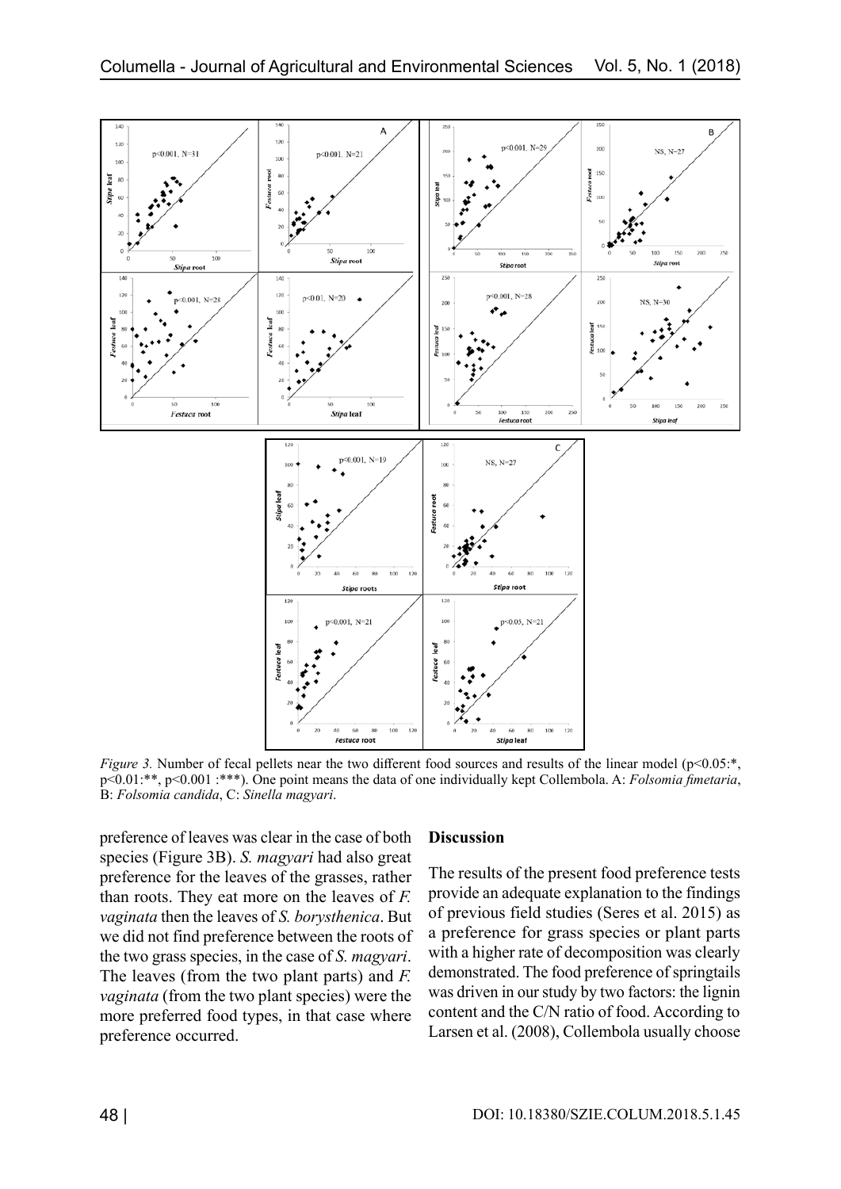*Figure 3.* Number of fecal pellets near the two different food sources and results of the linear model ($p<0.05$:*, $p<0.01$:**, $p<0.001$ :***). One point means the data of one individually kept Collembola. A: *Folsomia fimetaria*, B: *Folsomia candida*, C: *Sinella magyari*.

preference of leaves was clear in the case of both species (Figure 3B). *S. magyari* had also great preference for the leaves of the grasses, rather than roots. They eat more on the leaves of *F. vaginata* then the leaves of *S. borysthenica*. But we did not find preference between the roots of the two grass species, in the case of *S. magyari*. The leaves (from the two plant parts) and *F. vaginata* (from the two plant species) were the more preferred food types, in that case where preference occurred.

## Discussion

The results of the present food preference tests provide an adequate explanation to the findings of previous field studies (Seres et al. 2015) as a preference for grass species or plant parts with a higher rate of decomposition was clearly demonstrated. The food preference of springtails was driven in our study by two factors: the lignin content and the C/N ratio of food. According to Larsen et al. (2008), Collembola usually choose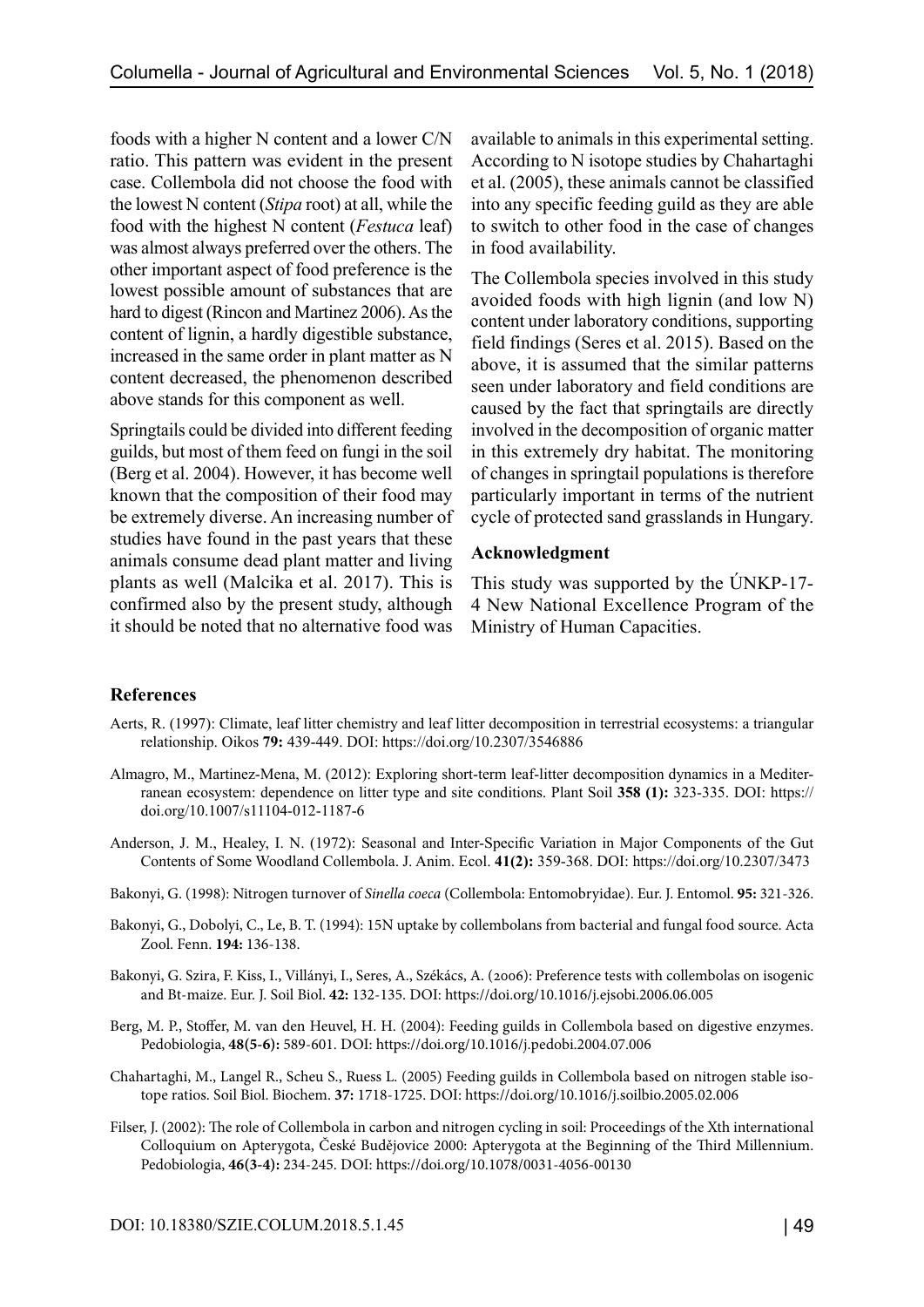foods with a higher N content and a lower C/N ratio. This pattern was evident in the present case. Collembola did not choose the food with the lowest N content (*Stipa* root) at all, while the food with the highest N content (*Festuca* leaf) was almost always preferred over the others. The other important aspect of food preference is the lowest possible amount of substances that are hard to digest (Rincon and Martinez 2006). As the content of lignin, a hardly digestible substance, increased in the same order in plant matter as N content decreased, the phenomenon described above stands for this component as well.

Springtails could be divided into different feeding guilds, but most of them feed on fungi in the soil (Berg et al. 2004). However, it has become well known that the composition of their food may be extremely diverse. An increasing number of studies have found in the past years that these animals consume dead plant matter and living plants as well (Malcika et al. 2017). This is confirmed also by the present study, although it should be noted that no alternative food was available to animals in this experimental setting. According to N isotope studies by Chahartaghi et al. (2005), these animals cannot be classified into any specific feeding guild as they are able to switch to other food in the case of changes in food availability.

The Collembola species involved in this study avoided foods with high lignin (and low N) content under laboratory conditions, supporting field findings (Seres et al. 2015). Based on the above, it is assumed that the similar patterns seen under laboratory and field conditions are caused by the fact that springtails are directly involved in the decomposition of organic matter in this extremely dry habitat. The monitoring of changes in springtail populations is therefore particularly important in terms of the nutrient cycle of protected sand grasslands in Hungary.

### Acknowledgment

This study was supported by the ÚNKP-17-4 New National Excellence Program of the Ministry of Human Capacities.

### References

Aerts, R. (1997): Climate, leaf litter chemistry and leaf litter decomposition in terrestrial ecosystems: a triangular relationship. Oikos **79:** 439-449. DOI: https://doi.org/10.2307/3546886

Almagro, M., Martinez-Mena, M. (2012): Exploring short-term leaf-litter decomposition dynamics in a Mediterranean ecosystem: dependence on litter type and site conditions. Plant Soil **358 (1):** 323-335. DOI: https://doi.org/10.1007/s11104-012-1187-6

Anderson, J. M., Healey, I. N. (1972): Seasonal and Inter-Specific Variation in Major Components of the Gut Contents of Some Woodland Collembola. J. Anim. Ecol. **41(2):** 359-368. DOI: https://doi.org/10.2307/3473

Bakonyi, G. (1998): Nitrogen turnover of *Sinella coeca* (Collembola: Entomobryidae). Eur. J. Entomol. **95:** 321-326.

Bakonyi, G., Dobolyi, C., Le, B. T. (1994): 15N uptake by collembolans from bacterial and fungal food source. Acta Zool. Fenn. **194:** 136-138.

Bakonyi, G. Szira, F. Kiss, I., Villányi, I., Seres, A., Székács, A. (2006): Preference tests with collembolas on isogenic and Bt-maize. Eur. J. Soil Biol. **42:** 132-135. DOI: https://doi.org/10.1016/j.ejsobi.2006.06.005

Berg, M. P., Stoffer, M. van den Heuvel, H. H. (2004): Feeding guilds in Collembola based on digestive enzymes. Pedobiologia, **48(5-6):** 589-601. DOI: https://doi.org/10.1016/j.pedobi.2004.07.006

Chahartaghi, M., Langel R., Scheu S., Ruess L. (2005) Feeding guilds in Collembola based on nitrogen stable isotope ratios. Soil Biol. Biochem. **37:** 1718-1725. DOI: https://doi.org/10.1016/j.soilbio.2005.02.006

Filser, J. (2002): The role of Collembola in carbon and nitrogen cycling in soil: Proceedings of the Xth international Colloquium on Apterygota, České Budějovice 2000: Apterygota at the Beginning of the Third Millennium. Pedobiologia, **46(3-4):** 234-245. DOI: https://doi.org/10.1078/0031-4056-00130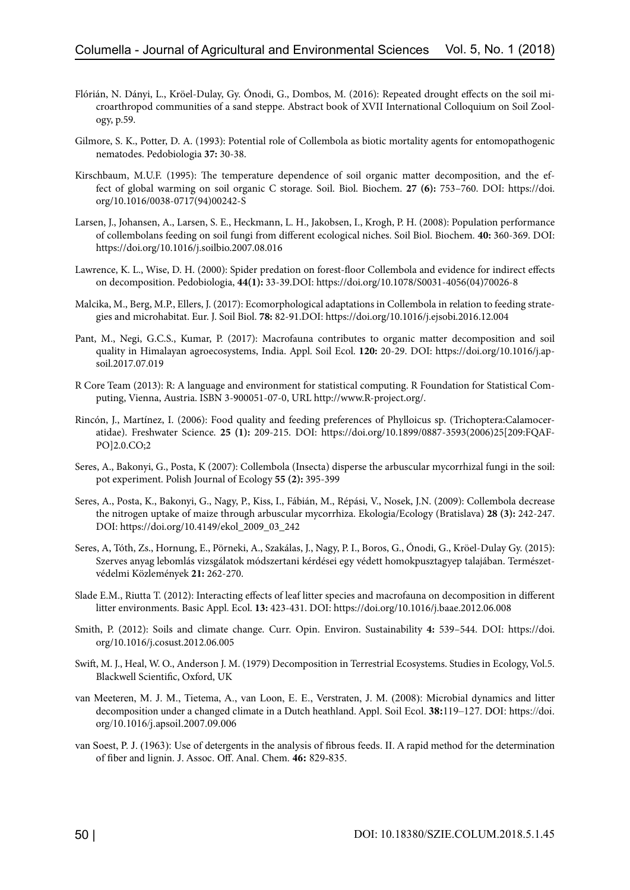Flórián, N. Dányi, L., Kröel-Dulay, Gy. Ónodi, G., Dombos, M. (2016): Repeated drought effects on the soil microarthropod communities of a sand steppe. Abstract book of XVII International Colloquium on Soil Zoology, p.59.

Gilmore, S. K., Potter, D. A. (1993): Potential role of Collembola as biotic mortality agents for entomopathogenic nematodes. Pedobiologia **37:** 30-38.

Kirschbaum, M.U.F. (1995): The temperature dependence of soil organic matter decomposition, and the effect of global warming on soil organic C storage. Soil. Biol. Biochem. **27 (6):** 753–760. DOI: https://doi.org/10.1016/0038-0717(94)00242-S

Larsen, J., Johansen, A., Larsen, S. E., Heckmann, L. H., Jakobsen, I., Krogh, P. H. (2008): Population performance of collembolans feeding on soil fungi from different ecological niches. Soil Biol. Biochem. **40:** 360-369. DOI: https://doi.org/10.1016/j.soilbio.2007.08.016

Lawrence, K. L., Wise, D. H. (2000): Spider predation on forest-floor Collembola and evidence for indirect effects on decomposition. Pedobiologia, **44(1):** 33-39.DOI: https://doi.org/10.1078/S0031-4056(04)70026-8

Malcika, M., Berg, M.P., Ellers, J. (2017): Ecomorphological adaptations in Collembola in relation to feeding strategies and microhabitat. Eur. J. Soil Biol. **78:** 82-91.DOI: https://doi.org/10.1016/j.ejsobi.2016.12.004

Pant, M., Negi, G.C.S., Kumar, P. (2017): Macrofauna contributes to organic matter decomposition and soil quality in Himalayan agroecosystems, India. Appl. Soil Ecol. **120:** 20-29. DOI: https://doi.org/10.1016/j.apsoil.2017.07.019

R Core Team (2013): R: A language and environment for statistical computing. R Foundation for Statistical Computing, Vienna, Austria. ISBN 3-900051-07-0, URL http://www.R-project.org/.

Rincón, J., Martínez, I. (2006): Food quality and feeding preferences of Phylloicus sp. (Trichoptera:Calamoceratidae). Freshwater Science. **25 (1):** 209-215. DOI: https://doi.org/10.1899/0887-3593(2006)25[209:FQAFPO]2.0.CO;2

Seres, A., Bakonyi, G., Posta, K (2007): Collembola (Insecta) disperse the arbuscular mycorrhizal fungi in the soil: pot experiment. Polish Journal of Ecology **55 (2):** 395-399

Seres, A., Posta, K., Bakonyi, G., Nagy, P., Kiss, I., Fábián, M., Répási, V., Nosek, J.N. (2009): Collembola decrease the nitrogen uptake of maize through arbuscular mycorrhiza. Ekologia/Ecology (Bratislava) **28 (3):** 242-247. DOI: https://doi.org/10.4149/ekol_2009_03_242

Seres, A, Tóth, Zs., Hornung, E., Pörneki, A., Szakálas, J., Nagy, P. I., Boros, G., Ónodi, G., Kröel-Dulay Gy. (2015): Szerves anyag lebomlás vizsgálatok módszertani kérdései egy védett homokpusztagyep talajában. Természetvédelmi Közlemények **21:** 262-270.

Slade E.M., Riutta T. (2012): Interacting effects of leaf litter species and macrofauna on decomposition in different litter environments. Basic Appl. Ecol. **13:** 423-431. DOI: https://doi.org/10.1016/j.baae.2012.06.008

Smith, P. (2012): Soils and climate change. Curr. Opin. Environ. Sustainability **4:** 539–544. DOI: https://doi.org/10.1016/j.cosust.2012.06.005

Swift, M. J., Heal, W. O., Anderson J. M. (1979) Decomposition in Terrestrial Ecosystems. Studies in Ecology, Vol.5. Blackwell Scientific, Oxford, UK

van Meeteren, M. J. M., Tietema, A., van Loon, E. E., Verstraten, J. M. (2008): Microbial dynamics and litter decomposition under a changed climate in a Dutch heathland. Appl. Soil Ecol. **38:**119–127. DOI: https://doi.org/10.1016/j.apsoil.2007.09.006

van Soest, P. J. (1963): Use of detergents in the analysis of fibrous feeds. II. A rapid method for the determination of fiber and lignin. J. Assoc. Off. Anal. Chem. **46:** 829-835.